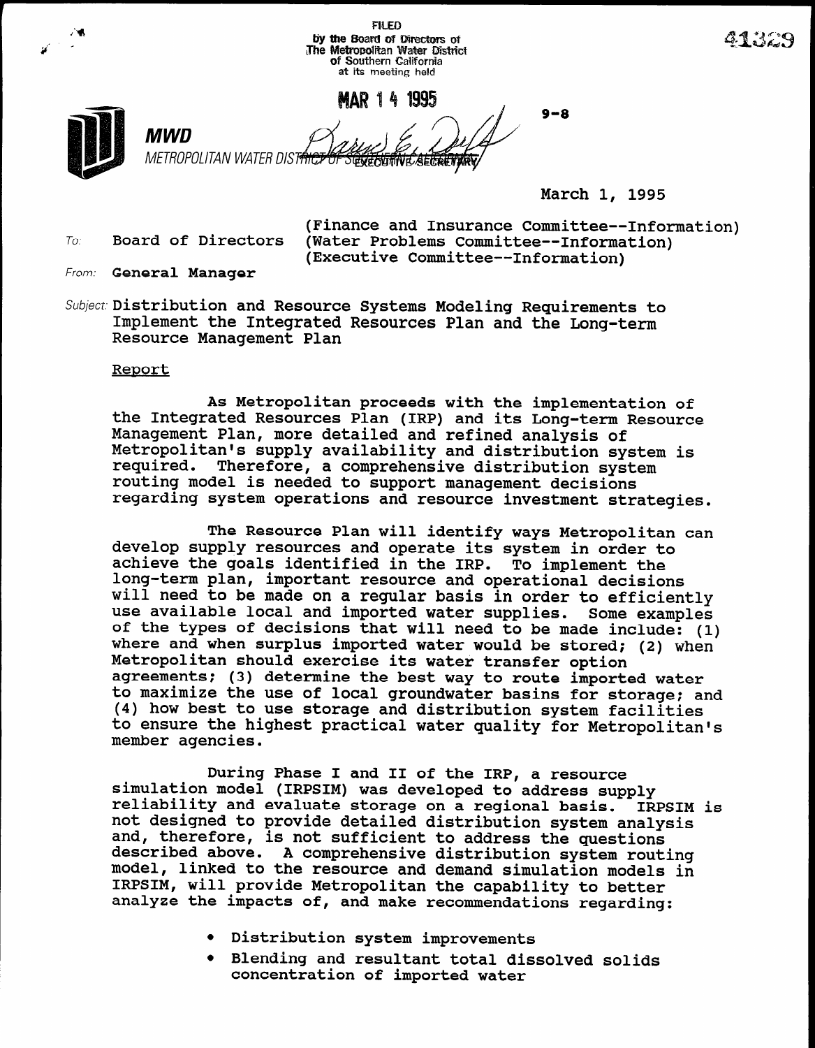FILED
by the Board of Directors of
The Metropolitan Water District
of Southern California
at its meeting held

MAR 14 1995

EXECUTIVE SECRETARY

41329

9-8

**MWD**
METROPOLITAN WATER DISTRICT OF SOUTHERN CALIFORNIA

March 1, 1995

To: Board of Directors (Finance and Insurance Committee--Information)
(Water Problems Committee--Information)
(Executive Committee--Information)

From: **General Manager**

Subject: Distribution and Resource Systems Modeling Requirements to Implement the Integrated Resources Plan and the Long-term Resource Management Plan

## Report

As Metropolitan proceeds with the implementation of the Integrated Resources Plan (IRP) and its Long-term Resource Management Plan, more detailed and refined analysis of Metropolitan's supply availability and distribution system is required. Therefore, a comprehensive distribution system routing model is needed to support management decisions regarding system operations and resource investment strategies.

The Resource Plan will identify ways Metropolitan can develop supply resources and operate its system in order to achieve the goals identified in the IRP. To implement the long-term plan, important resource and operational decisions will need to be made on a regular basis in order to efficiently use available local and imported water supplies. Some examples of the types of decisions that will need to be made include: (1) where and when surplus imported water would be stored; (2) when Metropolitan should exercise its water transfer option agreements; (3) determine the best way to route imported water to maximize the use of local groundwater basins for storage; and (4) how best to use storage and distribution system facilities to ensure the highest practical water quality for Metropolitan's member agencies.

During Phase I and II of the IRP, a resource simulation model (IRPSIM) was developed to address supply reliability and evaluate storage on a regional basis. IRPSIM is not designed to provide detailed distribution system analysis and, therefore, is not sufficient to address the questions described above. A comprehensive distribution system routing model, linked to the resource and demand simulation models in IRPSIM, will provide Metropolitan the capability to better analyze the impacts of, and make recommendations regarding:

- Distribution system improvements
- Blending and resultant total dissolved solids concentration of imported water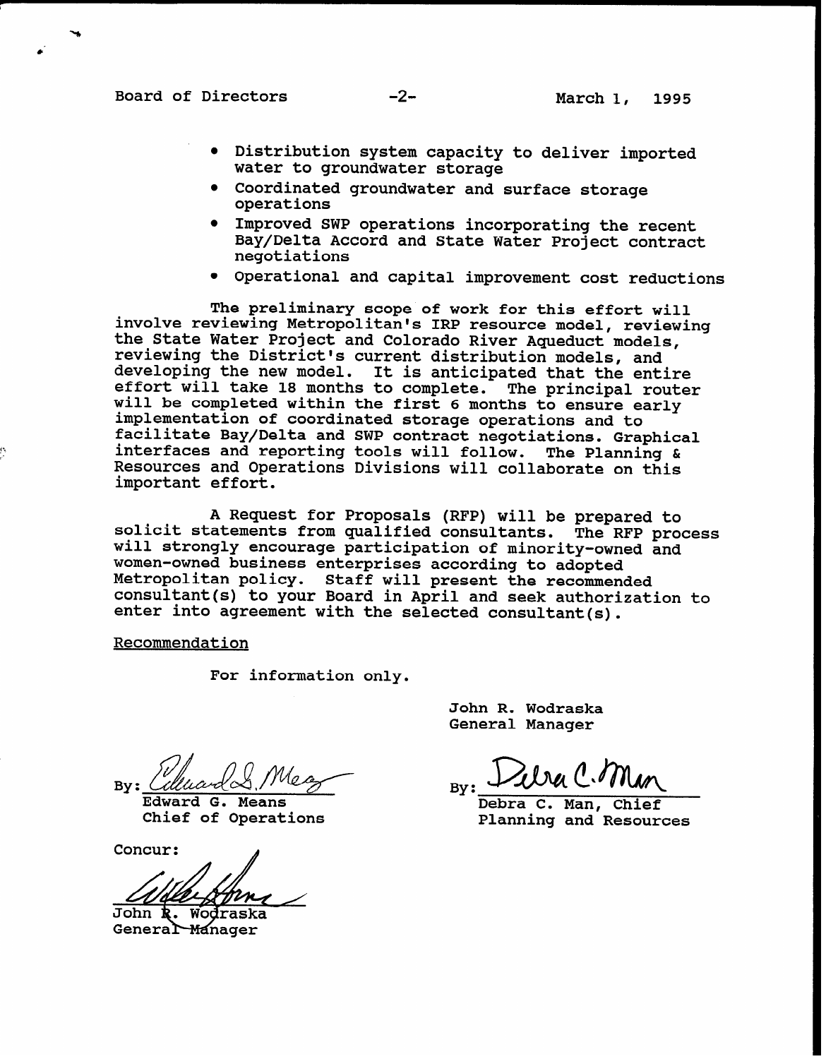- Distribution system capacity to deliver imported water to groundwater storage
- Coordinated groundwater and surface storage operations
- Improved SWP operations incorporating the recent Bay/Delta Accord and State Water Project contract negotiations
- Operational and capital improvement cost reductions

The preliminary scope of work for this effort will involve reviewing Metropolitan's IRP resource model, reviewing the State Water Project and Colorado River Aqueduct models, reviewing the District's current distribution models, and developing the new model. It is anticipated that the entire effort will take 18 months to complete. The principal router will be completed within the first 6 months to ensure early implementation of coordinated storage operations and to facilitate Bay/Delta and SWP contract negotiations. Graphical interfaces and reporting tools will follow. The Planning & Resources and Operations Divisions will collaborate on this important effort.

A Request for Proposals (RFP) will be prepared to solicit statements from qualified consultants. The RFP process will strongly encourage participation of minority-owned and women-owned business enterprises according to adopted Metropolitan policy. Staff will present the recommended consultant(s) to your Board in April and seek authorization to enter into agreement with the selected consultant(s).

Recommendation

For information only.

John R. Wodraska
General Manager

By: Edward G. Means
Chief of Operations

By: Debra C. Man, Chief
Planning and Resources

Concur:

John R. Wodraska
General Manager